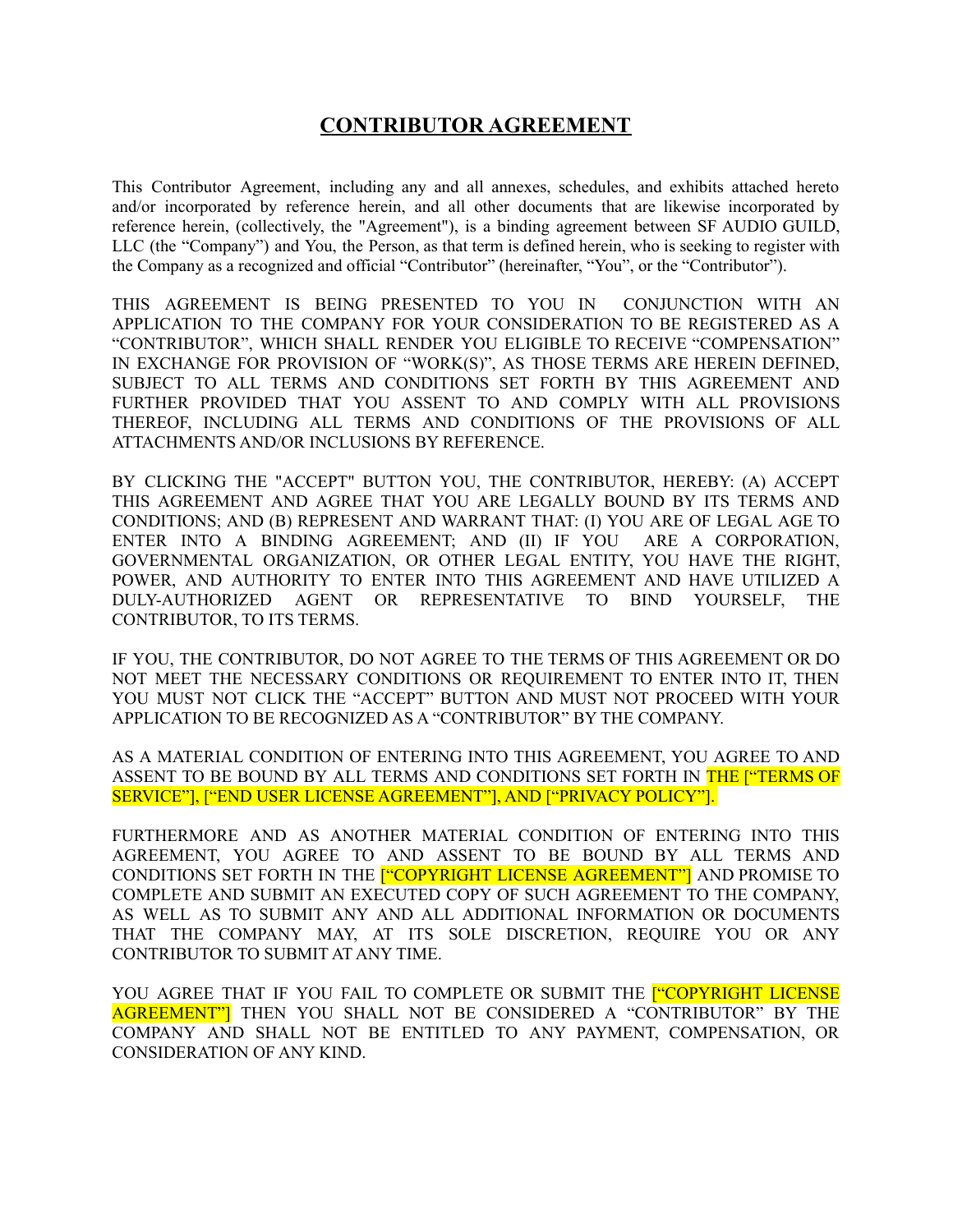# CONTRIBUTOR AGREEMENT

This Contributor Agreement, including any and all annexes, schedules, and exhibits attached hereto and/or incorporated by reference herein, and all other documents that are likewise incorporated by reference herein, (collectively, the "Agreement"), is a binding agreement between SF AUDIO GUILD, LLC (the "Company") and You, the Person, as that term is defined herein, who is seeking to register with the Company as a recognized and official "Contributor" (hereinafter, "You", or the "Contributor").

THIS AGREEMENT IS BEING PRESENTED TO YOU IN CONJUNCTION WITH AN APPLICATION TO THE COMPANY FOR YOUR CONSIDERATION TO BE REGISTERED AS A "CONTRIBUTOR", WHICH SHALL RENDER YOU ELIGIBLE TO RECEIVE "COMPENSATION" IN EXCHANGE FOR PROVISION OF "WORK(S)", AS THOSE TERMS ARE HEREIN DEFINED, SUBJECT TO ALL TERMS AND CONDITIONS SET FORTH BY THIS AGREEMENT AND FURTHER PROVIDED THAT YOU ASSENT TO AND COMPLY WITH ALL PROVISIONS THEREOF, INCLUDING ALL TERMS AND CONDITIONS OF THE PROVISIONS OF ALL ATTACHMENTS AND/OR INCLUSIONS BY REFERENCE.

BY CLICKING THE "ACCEPT" BUTTON YOU, THE CONTRIBUTOR, HEREBY: (A) ACCEPT THIS AGREEMENT AND AGREE THAT YOU ARE LEGALLY BOUND BY ITS TERMS AND CONDITIONS; AND (B) REPRESENT AND WARRANT THAT: (I) YOU ARE OF LEGAL AGE TO ENTER INTO A BINDING AGREEMENT; AND (II) IF YOU ARE A CORPORATION, GOVERNMENTAL ORGANIZATION, OR OTHER LEGAL ENTITY, YOU HAVE THE RIGHT, POWER, AND AUTHORITY TO ENTER INTO THIS AGREEMENT AND HAVE UTILIZED A DULY-AUTHORIZED AGENT OR REPRESENTATIVE TO BIND YOURSELF, THE CONTRIBUTOR, TO ITS TERMS.

IF YOU, THE CONTRIBUTOR, DO NOT AGREE TO THE TERMS OF THIS AGREEMENT OR DO NOT MEET THE NECESSARY CONDITIONS OR REQUIREMENT TO ENTER INTO IT, THEN YOU MUST NOT CLICK THE "ACCEPT" BUTTON AND MUST NOT PROCEED WITH YOUR APPLICATION TO BE RECOGNIZED AS A "CONTRIBUTOR" BY THE COMPANY.

AS A MATERIAL CONDITION OF ENTERING INTO THIS AGREEMENT, YOU AGREE TO AND ASSENT TO BE BOUND BY ALL TERMS AND CONDITIONS SET FORTH IN THE ["TERMS OF SERVICE"], ["END USER LICENSE AGREEMENT"], AND ["PRIVACY POLICY"].

FURTHERMORE AND AS ANOTHER MATERIAL CONDITION OF ENTERING INTO THIS AGREEMENT, YOU AGREE TO AND ASSENT TO BE BOUND BY ALL TERMS AND CONDITIONS SET FORTH IN THE ["COPYRIGHT LICENSE AGREEMENT"] AND PROMISE TO COMPLETE AND SUBMIT AN EXECUTED COPY OF SUCH AGREEMENT TO THE COMPANY, AS WELL AS TO SUBMIT ANY AND ALL ADDITIONAL INFORMATION OR DOCUMENTS THAT THE COMPANY MAY, AT ITS SOLE DISCRETION, REQUIRE YOU OR ANY CONTRIBUTOR TO SUBMIT AT ANY TIME.

YOU AGREE THAT IF YOU FAIL TO COMPLETE OR SUBMIT THE ["COPYRIGHT LICENSE AGREEMENT"] THEN YOU SHALL NOT BE CONSIDERED A "CONTRIBUTOR" BY THE COMPANY AND SHALL NOT BE ENTITLED TO ANY PAYMENT, COMPENSATION, OR CONSIDERATION OF ANY KIND.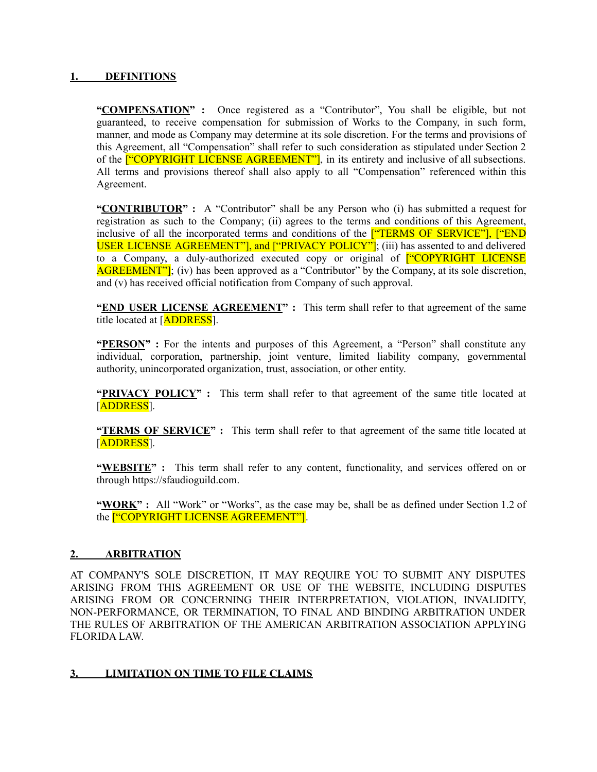## 1. DEFINITIONS

**"<u>COMPENSATION</u>" :** Once registered as a "Contributor", You shall be eligible, but not guaranteed, to receive compensation for submission of Works to the Company, in such form, manner, and mode as Company may determine at its sole discretion. For the terms and provisions of this Agreement, all "Compensation" shall refer to such consideration as stipulated under Section 2 of the ["COPYRIGHT LICENSE AGREEMENT"], in its entirety and inclusive of all subsections. All terms and provisions thereof shall also apply to all "Compensation" referenced within this Agreement.

**"<u>CONTRIBUTOR</u>" :** A "Contributor" shall be any Person who (i) has submitted a request for registration as such to the Company; (ii) agrees to the terms and conditions of this Agreement, inclusive of all the incorporated terms and conditions of the ["TERMS OF SERVICE"], ["END USER LICENSE AGREEMENT"], and ["PRIVACY POLICY"]; (iii) has assented to and delivered to a Company, a duly-authorized executed copy or original of ["COPYRIGHT LICENSE AGREEMENT"]; (iv) has been approved as a "Contributor" by the Company, at its sole discretion, and (v) has received official notification from Company of such approval.

**"<u>END USER LICENSE AGREEMENT</u>" :** This term shall refer to that agreement of the same title located at [ADDRESS].

**"<u>PERSON</u>" :** For the intents and purposes of this Agreement, a "Person" shall constitute any individual, corporation, partnership, joint venture, limited liability company, governmental authority, unincorporated organization, trust, association, or other entity.

**"<u>PRIVACY POLICY</u>" :** This term shall refer to that agreement of the same title located at [ADDRESS].

**"<u>TERMS OF SERVICE</u>" :** This term shall refer to that agreement of the same title located at [ADDRESS].

**"<u>WEBSITE</u>" :** This term shall refer to any content, functionality, and services offered on or through https://sfaudioguild.com.

**"<u>WORK</u>" :** All "Work" or "Works", as the case may be, shall be as defined under Section 1.2 of the ["COPYRIGHT LICENSE AGREEMENT"].

## 2. ARBITRATION

AT COMPANY'S SOLE DISCRETION, IT MAY REQUIRE YOU TO SUBMIT ANY DISPUTES ARISING FROM THIS AGREEMENT OR USE OF THE WEBSITE, INCLUDING DISPUTES ARISING FROM OR CONCERNING THEIR INTERPRETATION, VIOLATION, INVALIDITY, NON-PERFORMANCE, OR TERMINATION, TO FINAL AND BINDING ARBITRATION UNDER THE RULES OF ARBITRATION OF THE AMERICAN ARBITRATION ASSOCIATION APPLYING FLORIDA LAW.

## 3. LIMITATION ON TIME TO FILE CLAIMS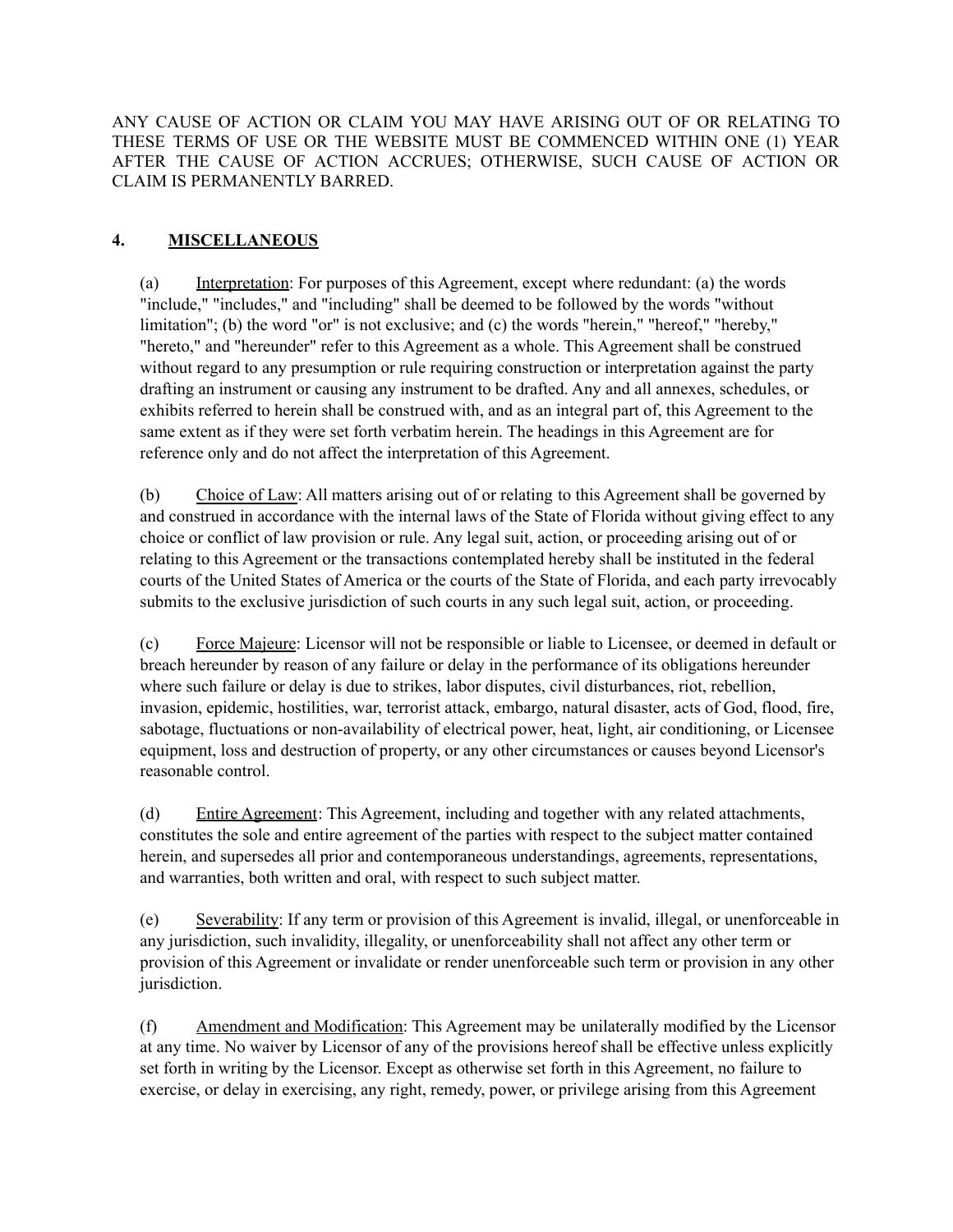ANY CAUSE OF ACTION OR CLAIM YOU MAY HAVE ARISING OUT OF OR RELATING TO THESE TERMS OF USE OR THE WEBSITE MUST BE COMMENCED WITHIN ONE (1) YEAR AFTER THE CAUSE OF ACTION ACCRUES; OTHERWISE, SUCH CAUSE OF ACTION OR CLAIM IS PERMANENTLY BARRED.

## 4. MISCELLANEOUS

(a) Interpretation: For purposes of this Agreement, except where redundant: (a) the words "include," "includes," and "including" shall be deemed to be followed by the words "without limitation"; (b) the word "or" is not exclusive; and (c) the words "herein," "hereof," "hereby," "hereto," and "hereunder" refer to this Agreement as a whole. This Agreement shall be construed without regard to any presumption or rule requiring construction or interpretation against the party drafting an instrument or causing any instrument to be drafted. Any and all annexes, schedules, or exhibits referred to herein shall be construed with, and as an integral part of, this Agreement to the same extent as if they were set forth verbatim herein. The headings in this Agreement are for reference only and do not affect the interpretation of this Agreement.

(b) Choice of Law: All matters arising out of or relating to this Agreement shall be governed by and construed in accordance with the internal laws of the State of Florida without giving effect to any choice or conflict of law provision or rule. Any legal suit, action, or proceeding arising out of or relating to this Agreement or the transactions contemplated hereby shall be instituted in the federal courts of the United States of America or the courts of the State of Florida, and each party irrevocably submits to the exclusive jurisdiction of such courts in any such legal suit, action, or proceeding.

(c) Force Majeure: Licensor will not be responsible or liable to Licensee, or deemed in default or breach hereunder by reason of any failure or delay in the performance of its obligations hereunder where such failure or delay is due to strikes, labor disputes, civil disturbances, riot, rebellion, invasion, epidemic, hostilities, war, terrorist attack, embargo, natural disaster, acts of God, flood, fire, sabotage, fluctuations or non-availability of electrical power, heat, light, air conditioning, or Licensee equipment, loss and destruction of property, or any other circumstances or causes beyond Licensor's reasonable control.

(d) Entire Agreement: This Agreement, including and together with any related attachments, constitutes the sole and entire agreement of the parties with respect to the subject matter contained herein, and supersedes all prior and contemporaneous understandings, agreements, representations, and warranties, both written and oral, with respect to such subject matter.

(e) Severability: If any term or provision of this Agreement is invalid, illegal, or unenforceable in any jurisdiction, such invalidity, illegality, or unenforceability shall not affect any other term or provision of this Agreement or invalidate or render unenforceable such term or provision in any other jurisdiction.

(f) Amendment and Modification: This Agreement may be unilaterally modified by the Licensor at any time. No waiver by Licensor of any of the provisions hereof shall be effective unless explicitly set forth in writing by the Licensor. Except as otherwise set forth in this Agreement, no failure to exercise, or delay in exercising, any right, remedy, power, or privilege arising from this Agreement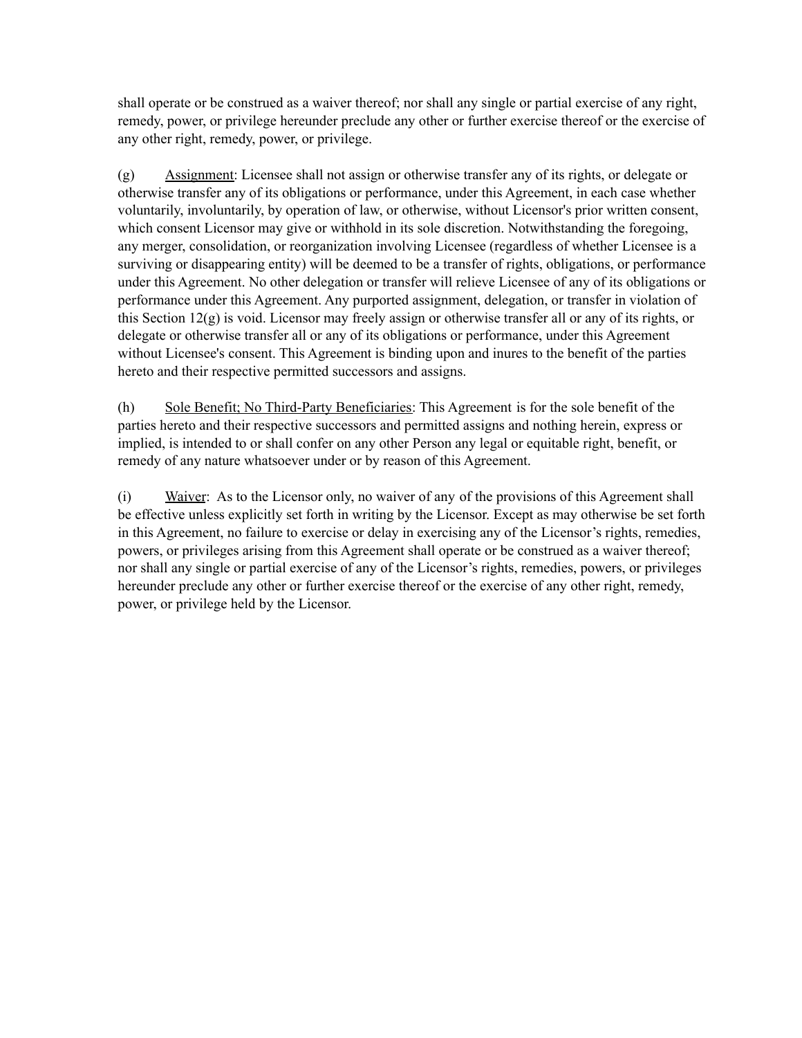shall operate or be construed as a waiver thereof; nor shall any single or partial exercise of any right, remedy, power, or privilege hereunder preclude any other or further exercise thereof or the exercise of any other right, remedy, power, or privilege.

(g) Assignment: Licensee shall not assign or otherwise transfer any of its rights, or delegate or otherwise transfer any of its obligations or performance, under this Agreement, in each case whether voluntarily, involuntarily, by operation of law, or otherwise, without Licensor's prior written consent, which consent Licensor may give or withhold in its sole discretion. Notwithstanding the foregoing, any merger, consolidation, or reorganization involving Licensee (regardless of whether Licensee is a surviving or disappearing entity) will be deemed to be a transfer of rights, obligations, or performance under this Agreement. No other delegation or transfer will relieve Licensee of any of its obligations or performance under this Agreement. Any purported assignment, delegation, or transfer in violation of this Section 12(g) is void. Licensor may freely assign or otherwise transfer all or any of its rights, or delegate or otherwise transfer all or any of its obligations or performance, under this Agreement without Licensee's consent. This Agreement is binding upon and inures to the benefit of the parties hereto and their respective permitted successors and assigns.

(h) Sole Benefit; No Third-Party Beneficiaries: This Agreement is for the sole benefit of the parties hereto and their respective successors and permitted assigns and nothing herein, express or implied, is intended to or shall confer on any other Person any legal or equitable right, benefit, or remedy of any nature whatsoever under or by reason of this Agreement.

(i) Waiver: As to the Licensor only, no waiver of any of the provisions of this Agreement shall be effective unless explicitly set forth in writing by the Licensor. Except as may otherwise be set forth in this Agreement, no failure to exercise or delay in exercising any of the Licensor's rights, remedies, powers, or privileges arising from this Agreement shall operate or be construed as a waiver thereof; nor shall any single or partial exercise of any of the Licensor's rights, remedies, powers, or privileges hereunder preclude any other or further exercise thereof or the exercise of any other right, remedy, power, or privilege held by the Licensor.